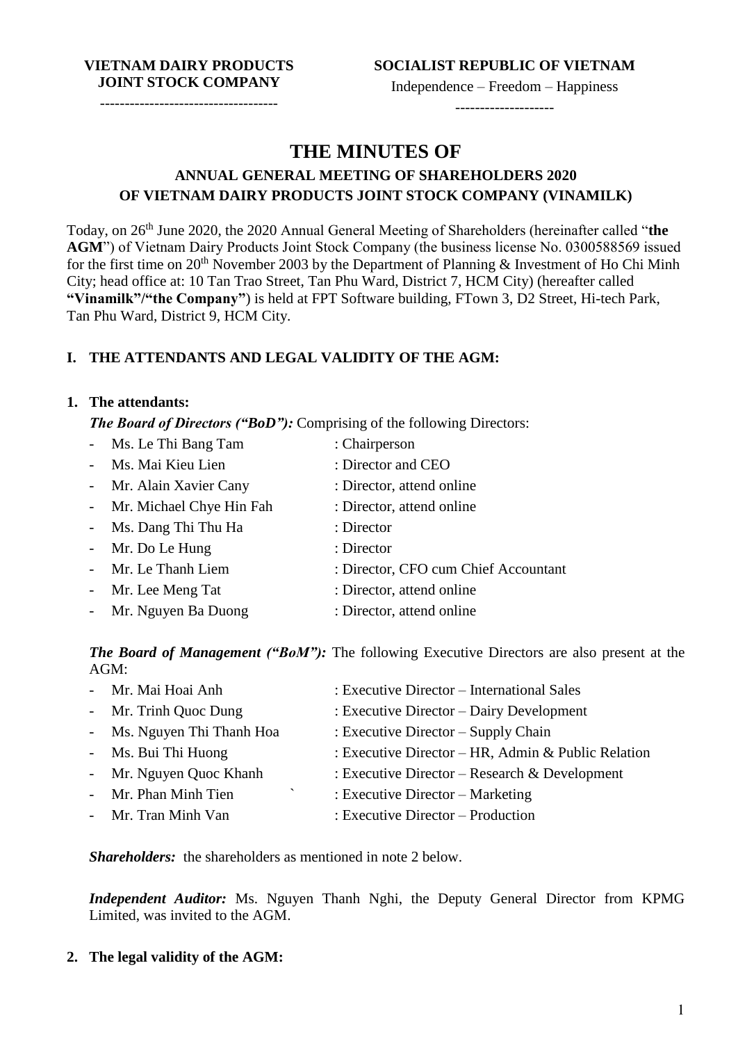**VIETNAM DAIRY PRODUCTS JOINT STOCK COMPANY**

-----------------------------------

**SOCIALIST REPUBLIC OF VIETNAM**

Independence – Freedom – Happiness

--------------------

# THE MINUTES OF

## ANNUAL GENERAL MEETING OF SHAREHOLDERS 2020 OF VIETNAM DAIRY PRODUCTS JOINT STOCK COMPANY (VINAMILK)

Today, on 26th June 2020, the 2020 Annual General Meeting of Shareholders (hereinafter called "**the AGM**") of Vietnam Dairy Products Joint Stock Company (the business license No. 0300588569 issued for the first time on 20th November 2003 by the Department of Planning & Investment of Ho Chi Minh City; head office at: 10 Tan Trao Street, Tan Phu Ward, District 7, HCM City) (hereafter called **"Vinamilk"/"the Company"**) is held at FPT Software building, FTown 3, D2 Street, Hi-tech Park, Tan Phu Ward, District 9, HCM City.

### I. THE ATTENDANTS AND LEGAL VALIDITY OF THE AGM:

**1. The attendants:**

***The Board of Directors ("BoD"):*** Comprising of the following Directors:

- Ms. Le Thi Bang Tam : Chairperson
- Ms. Mai Kieu Lien : Director and CEO
- Mr. Alain Xavier Cany : Director, attend online
- Mr. Michael Chye Hin Fah : Director, attend online
- Ms. Dang Thi Thu Ha : Director
- Mr. Do Le Hung : Director
- Mr. Le Thanh Liem : Director, CFO cum Chief Accountant
- Mr. Lee Meng Tat : Director, attend online
- Mr. Nguyen Ba Duong : Director, attend online

***The Board of Management ("BoM"):*** The following Executive Directors are also present at the AGM:

- Mr. Mai Hoai Anh : Executive Director – International Sales
- Mr. Trinh Quoc Dung : Executive Director – Dairy Development
- Ms. Nguyen Thi Thanh Hoa : Executive Director – Supply Chain
- Ms. Bui Thi Huong : Executive Director – HR, Admin & Public Relation
- Mr. Nguyen Quoc Khanh : Executive Director – Research & Development
- Mr. Phan Minh Tien ` : Executive Director – Marketing
- Mr. Tran Minh Van : Executive Director – Production

***Shareholders:*** the shareholders as mentioned in note 2 below.

***Independent Auditor:*** Ms. Nguyen Thanh Nghi, the Deputy General Director from KPMG Limited, was invited to the AGM.

**2. The legal validity of the AGM:**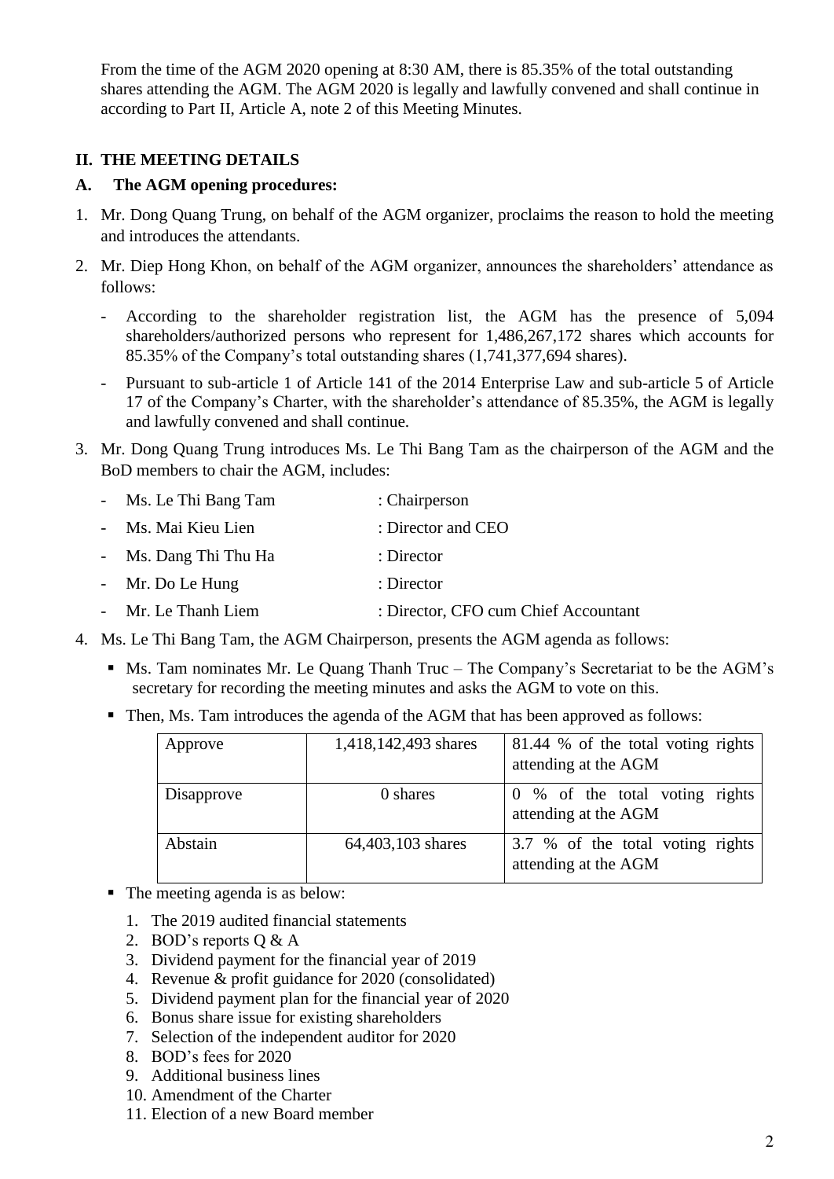From the time of the AGM 2020 opening at 8:30 AM, there is 85.35% of the total outstanding shares attending the AGM. The AGM 2020 is legally and lawfully convened and shall continue in according to Part II, Article A, note 2 of this Meeting Minutes.

## II. THE MEETING DETAILS

### A. The AGM opening procedures:

1. Mr. Dong Quang Trung, on behalf of the AGM organizer, proclaims the reason to hold the meeting and introduces the attendants.
2. Mr. Diep Hong Khon, on behalf of the AGM organizer, announces the shareholders' attendance as follows:
   - According to the shareholder registration list, the AGM has the presence of 5,094 shareholders/authorized persons who represent for 1,486,267,172 shares which accounts for 85.35% of the Company's total outstanding shares (1,741,377,694 shares).
   - Pursuant to sub-article 1 of Article 141 of the 2014 Enterprise Law and sub-article 5 of Article 17 of the Company's Charter, with the shareholder's attendance of 85.35%, the AGM is legally and lawfully convened and shall continue.
3. Mr. Dong Quang Trung introduces Ms. Le Thi Bang Tam as the chairperson of the AGM and the BoD members to chair the AGM, includes:
   - Ms. Le Thi Bang Tam : Chairperson
   - Ms. Mai Kieu Lien : Director and CEO
   - Ms. Dang Thi Thu Ha : Director
   - Mr. Do Le Hung : Director
   - Mr. Le Thanh Liem : Director, CFO cum Chief Accountant
4. Ms. Le Thi Bang Tam, the AGM Chairperson, presents the AGM agenda as follows:
   - Ms. Tam nominates Mr. Le Quang Thanh Truc – The Company's Secretariat to be the AGM's secretary for recording the meeting minutes and asks the AGM to vote on this.
   - Then, Ms. Tam introduces the agenda of the AGM that has been approved as follows:

| Approve | 1,418,142,493 shares | 81.44 % of the total voting rights attending at the AGM |
|---|---|---|
| Disapprove | 0 shares | 0 % of the total voting rights attending at the AGM |
| Abstain | 64,403,103 shares | 3.7 % of the total voting rights attending at the AGM |

   - The meeting agenda is as below:
     1. The 2019 audited financial statements
     2. BOD's reports Q & A
     3. Dividend payment for the financial year of 2019
     4. Revenue & profit guidance for 2020 (consolidated)
     5. Dividend payment plan for the financial year of 2020
     6. Bonus share issue for existing shareholders
     7. Selection of the independent auditor for 2020
     8. BOD's fees for 2020
     9. Additional business lines
     10. Amendment of the Charter
     11. Election of a new Board member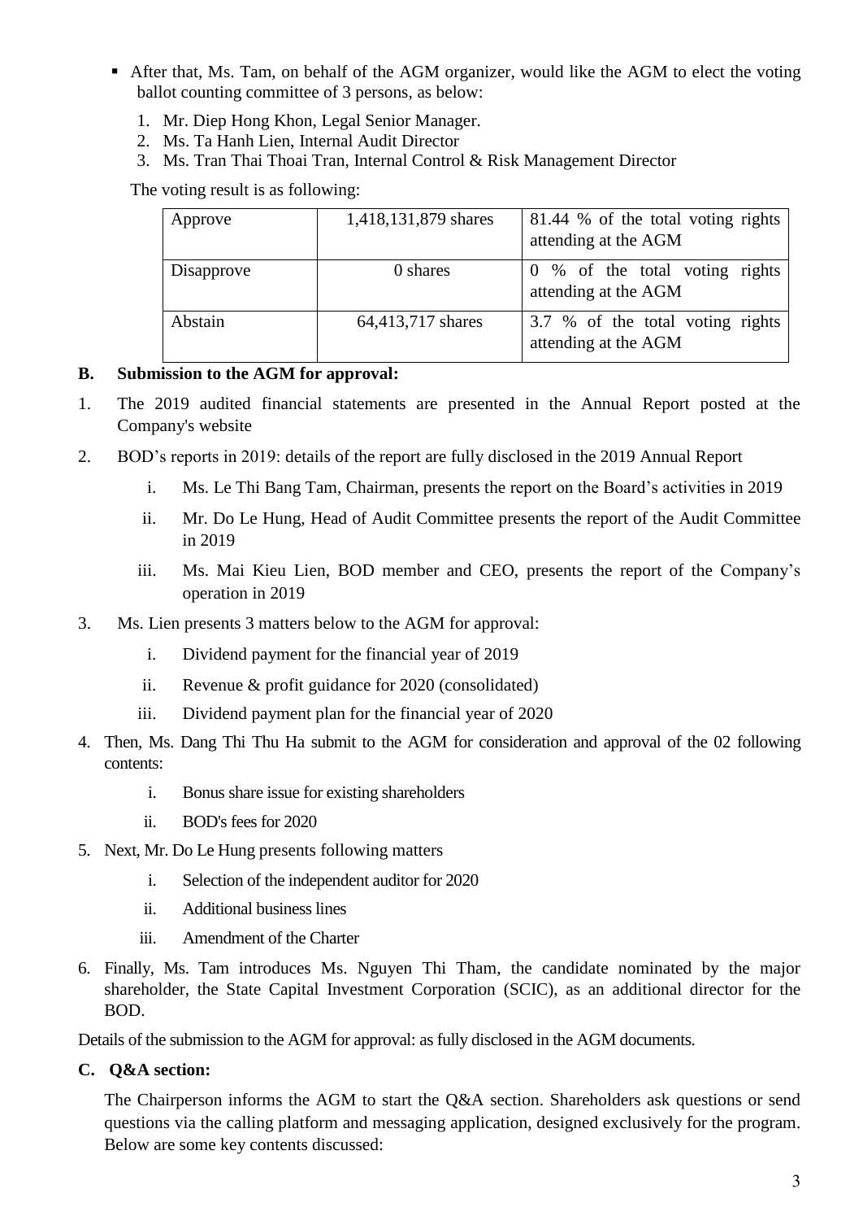- After that, Ms. Tam, on behalf of the AGM organizer, would like the AGM to elect the voting ballot counting committee of 3 persons, as below:
  1. Mr. Diep Hong Khon, Legal Senior Manager.
  2. Ms. Ta Hanh Lien, Internal Audit Director
  3. Ms. Tran Thai Thoai Tran, Internal Control & Risk Management Director

  The voting result is as following:

| Approve | 1,418,131,879 shares | 81.44 % of the total voting rights attending at the AGM |
|---|---|---|
| Disapprove | 0 shares | 0 % of the total voting rights attending at the AGM |
| Abstain | 64,413,717 shares | 3.7 % of the total voting rights attending at the AGM |

## B. Submission to the AGM for approval:

1. The 2019 audited financial statements are presented in the Annual Report posted at the Company's website
2. BOD's reports in 2019: details of the report are fully disclosed in the 2019 Annual Report
   i. Ms. Le Thi Bang Tam, Chairman, presents the report on the Board's activities in 2019
   ii. Mr. Do Le Hung, Head of Audit Committee presents the report of the Audit Committee in 2019
   iii. Ms. Mai Kieu Lien, BOD member and CEO, presents the report of the Company's operation in 2019
3. Ms. Lien presents 3 matters below to the AGM for approval:
   i. Dividend payment for the financial year of 2019
   ii. Revenue & profit guidance for 2020 (consolidated)
   iii. Dividend payment plan for the financial year of 2020
4. Then, Ms. Dang Thi Thu Ha submit to the AGM for consideration and approval of the 02 following contents:
   i. Bonus share issue for existing shareholders
   ii. BOD's fees for 2020
5. Next, Mr. Do Le Hung presents following matters
   i. Selection of the independent auditor for 2020
   ii. Additional business lines
   iii. Amendment of the Charter
6. Finally, Ms. Tam introduces Ms. Nguyen Thi Tham, the candidate nominated by the major shareholder, the State Capital Investment Corporation (SCIC), as an additional director for the BOD.

Details of the submission to the AGM for approval: as fully disclosed in the AGM documents.

## C. Q&A section:

The Chairperson informs the AGM to start the Q&A section. Shareholders ask questions or send questions via the calling platform and messaging application, designed exclusively for the program. Below are some key contents discussed: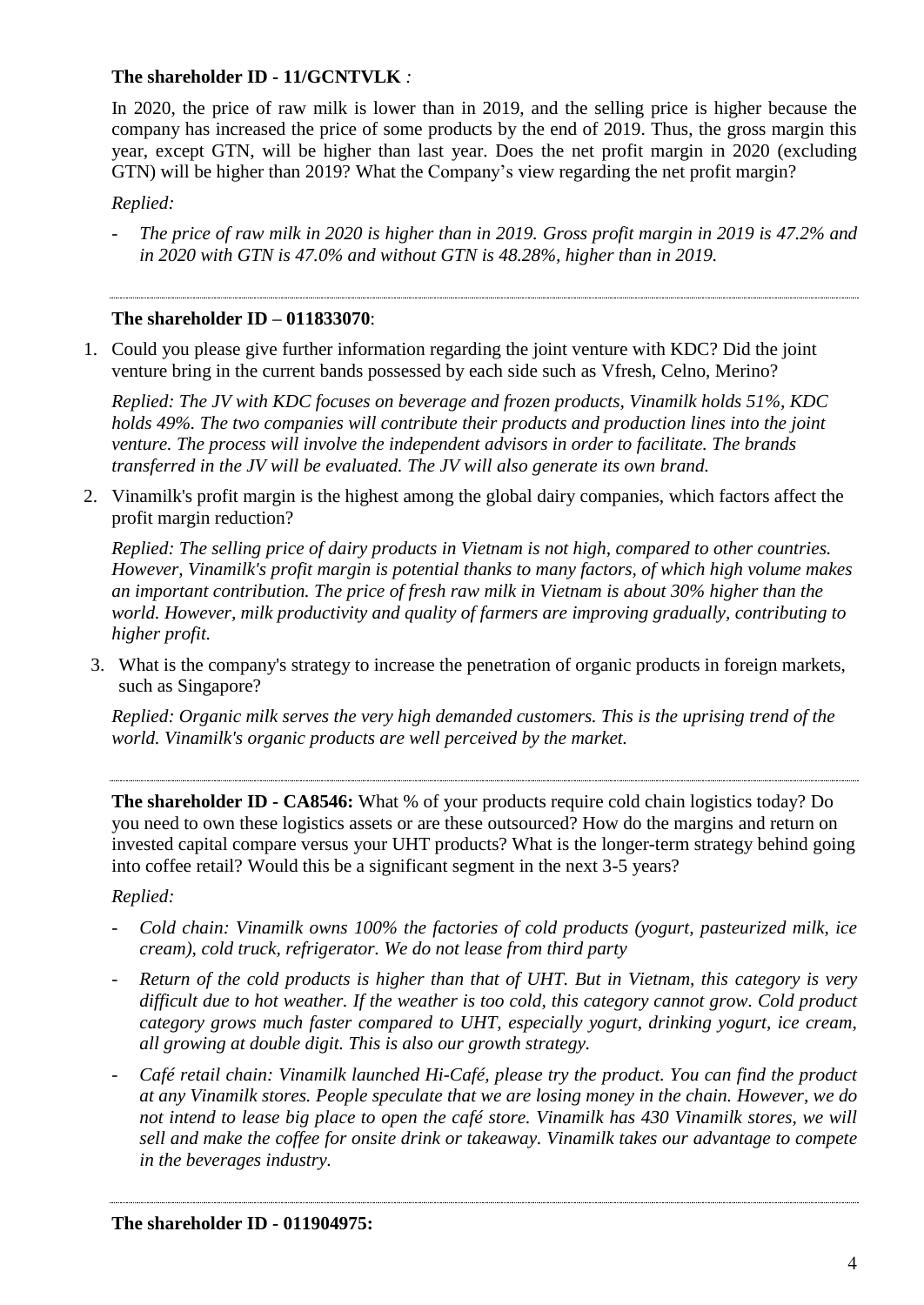**The shareholder ID - 11/GCNTVLK** *:*

In 2020, the price of raw milk is lower than in 2019, and the selling price is higher because the company has increased the price of some products by the end of 2019. Thus, the gross margin this year, except GTN, will be higher than last year. Does the net profit margin in 2020 (excluding GTN) will be higher than 2019? What the Company's view regarding the net profit margin?

*Replied:*

- *The price of raw milk in 2020 is higher than in 2019. Gross profit margin in 2019 is 47.2% and in 2020 with GTN is 47.0% and without GTN is 48.28%, higher than in 2019.*

---

**The shareholder ID – 011833070**:

1. Could you please give further information regarding the joint venture with KDC? Did the joint venture bring in the current bands possessed by each side such as Vfresh, Celno, Merino?

   *Replied: The JV with KDC focuses on beverage and frozen products, Vinamilk holds 51%, KDC holds 49%. The two companies will contribute their products and production lines into the joint venture. The process will involve the independent advisors in order to facilitate. The brands transferred in the JV will be evaluated. The JV will also generate its own brand.*

2. Vinamilk's profit margin is the highest among the global dairy companies, which factors affect the profit margin reduction?

   *Replied: The selling price of dairy products in Vietnam is not high, compared to other countries. However, Vinamilk's profit margin is potential thanks to many factors, of which high volume makes an important contribution. The price of fresh raw milk in Vietnam is about 30% higher than the world. However, milk productivity and quality of farmers are improving gradually, contributing to higher profit.*

3. What is the company's strategy to increase the penetration of organic products in foreign markets, such as Singapore?

   *Replied: Organic milk serves the very high demanded customers. This is the uprising trend of the world. Vinamilk's organic products are well perceived by the market.*

---

**The shareholder ID - CA8546:** What % of your products require cold chain logistics today? Do you need to own these logistics assets or are these outsourced? How do the margins and return on invested capital compare versus your UHT products? What is the longer-term strategy behind going into coffee retail? Would this be a significant segment in the next 3-5 years?

*Replied:*

- *Cold chain: Vinamilk owns 100% the factories of cold products (yogurt, pasteurized milk, ice cream), cold truck, refrigerator. We do not lease from third party*
- *Return of the cold products is higher than that of UHT. But in Vietnam, this category is very difficult due to hot weather. If the weather is too cold, this category cannot grow. Cold product category grows much faster compared to UHT, especially yogurt, drinking yogurt, ice cream, all growing at double digit. This is also our growth strategy.*
- *Café retail chain: Vinamilk launched Hi-Café, please try the product. You can find the product at any Vinamilk stores. People speculate that we are losing money in the chain. However, we do not intend to lease big place to open the café store. Vinamilk has 430 Vinamilk stores, we will sell and make the coffee for onsite drink or takeaway. Vinamilk takes our advantage to compete in the beverages industry.*

---

**The shareholder ID - 011904975:**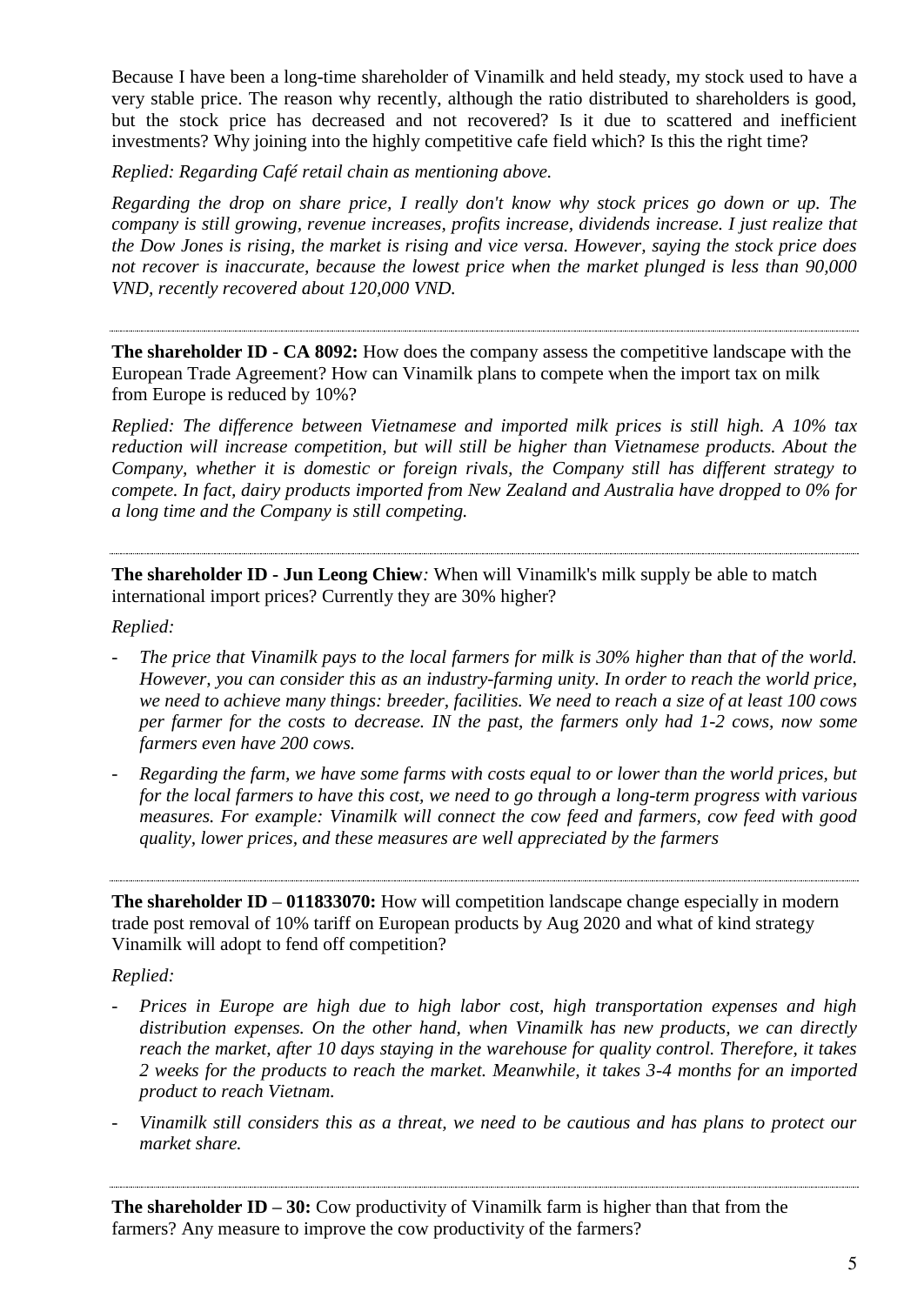Because I have been a long-time shareholder of Vinamilk and held steady, my stock used to have a very stable price. The reason why recently, although the ratio distributed to shareholders is good, but the stock price has decreased and not recovered? Is it due to scattered and inefficient investments? Why joining into the highly competitive cafe field which? Is this the right time?

*Replied: Regarding Café retail chain as mentioning above.*

*Regarding the drop on share price, I really don't know why stock prices go down or up. The company is still growing, revenue increases, profits increase, dividends increase. I just realize that the Dow Jones is rising, the market is rising and vice versa. However, saying the stock price does not recover is inaccurate, because the lowest price when the market plunged is less than 90,000 VND, recently recovered about 120,000 VND.*

---

**The shareholder ID - CA 8092:** How does the company assess the competitive landscape with the European Trade Agreement? How can Vinamilk plans to compete when the import tax on milk from Europe is reduced by 10%?

*Replied: The difference between Vietnamese and imported milk prices is still high. A 10% tax reduction will increase competition, but will still be higher than Vietnamese products. About the Company, whether it is domestic or foreign rivals, the Company still has different strategy to compete. In fact, dairy products imported from New Zealand and Australia have dropped to 0% for a long time and the Company is still competing.*

---

**The shareholder ID - Jun Leong Chiew***:* When will Vinamilk's milk supply be able to match international import prices? Currently they are 30% higher?

*Replied:*

- *The price that Vinamilk pays to the local farmers for milk is 30% higher than that of the world. However, you can consider this as an industry-farming unity. In order to reach the world price, we need to achieve many things: breeder, facilities. We need to reach a size of at least 100 cows per farmer for the costs to decrease. IN the past, the farmers only had 1-2 cows, now some farmers even have 200 cows.*
- *Regarding the farm, we have some farms with costs equal to or lower than the world prices, but for the local farmers to have this cost, we need to go through a long-term progress with various measures. For example: Vinamilk will connect the cow feed and farmers, cow feed with good quality, lower prices, and these measures are well appreciated by the farmers*

---

**The shareholder ID – 011833070:** How will competition landscape change especially in modern trade post removal of 10% tariff on European products by Aug 2020 and what of kind strategy Vinamilk will adopt to fend off competition?

*Replied:*

- *Prices in Europe are high due to high labor cost, high transportation expenses and high distribution expenses. On the other hand, when Vinamilk has new products, we can directly reach the market, after 10 days staying in the warehouse for quality control. Therefore, it takes 2 weeks for the products to reach the market. Meanwhile, it takes 3-4 months for an imported product to reach Vietnam.*
- *Vinamilk still considers this as a threat, we need to be cautious and has plans to protect our market share.*

---

**The shareholder ID – 30:** Cow productivity of Vinamilk farm is higher than that from the farmers? Any measure to improve the cow productivity of the farmers?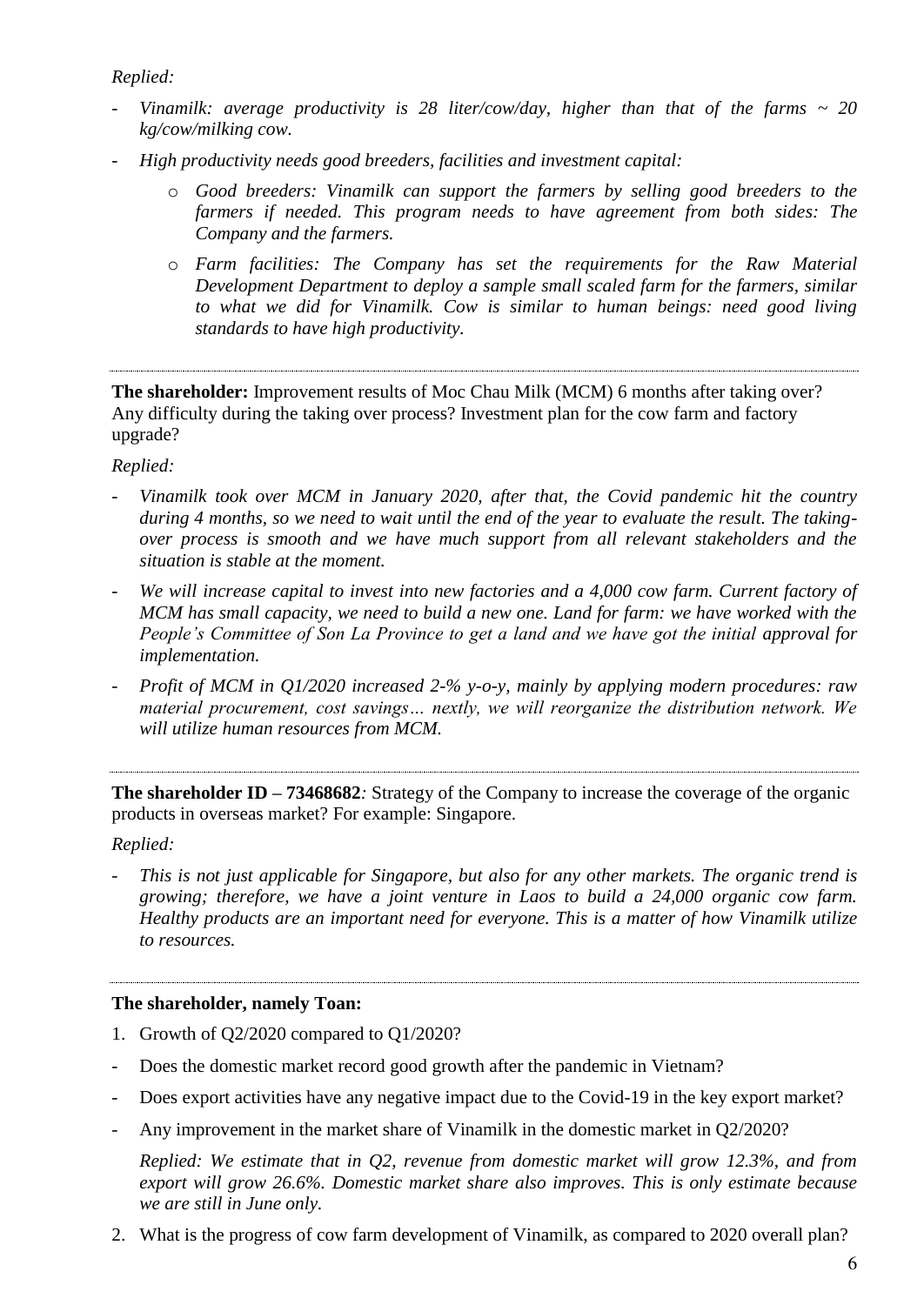*Replied:*

- *Vinamilk: average productivity is 28 liter/cow/day, higher than that of the farms ~ 20 kg/cow/milking cow.*
- *High productivity needs good breeders, facilities and investment capital:*
    - *Good breeders: Vinamilk can support the farmers by selling good breeders to the farmers if needed. This program needs to have agreement from both sides: The Company and the farmers.*
    - *Farm facilities: The Company has set the requirements for the Raw Material Development Department to deploy a sample small scaled farm for the farmers, similar to what we did for Vinamilk. Cow is similar to human beings: need good living standards to have high productivity.*

---

**The shareholder:** Improvement results of Moc Chau Milk (MCM) 6 months after taking over? Any difficulty during the taking over process? Investment plan for the cow farm and factory upgrade?

*Replied:*

- *Vinamilk took over MCM in January 2020, after that, the Covid pandemic hit the country during 4 months, so we need to wait until the end of the year to evaluate the result. The taking-over process is smooth and we have much support from all relevant stakeholders and the situation is stable at the moment.*
- *We will increase capital to invest into new factories and a 4,000 cow farm. Current factory of MCM has small capacity, we need to build a new one. Land for farm: we have worked with the People's Committee of Son La Province to get a land and we have got the initial approval for implementation.*
- *Profit of MCM in Q1/2020 increased 2-% y-o-y, mainly by applying modern procedures: raw material procurement, cost savings… nextly, we will reorganize the distribution network. We will utilize human resources from MCM.*

---

**The shareholder ID – 73468682***:* Strategy of the Company to increase the coverage of the organic products in overseas market? For example: Singapore.

*Replied:*

- *This is not just applicable for Singapore, but also for any other markets. The organic trend is growing; therefore, we have a joint venture in Laos to build a 24,000 organic cow farm. Healthy products are an important need for everyone. This is a matter of how Vinamilk utilize to resources.*

---

**The shareholder, namely Toan:**

1. Growth of Q2/2020 compared to Q1/2020?

- Does the domestic market record good growth after the pandemic in Vietnam?
- Does export activities have any negative impact due to the Covid-19 in the key export market?
- Any improvement in the market share of Vinamilk in the domestic market in Q2/2020?

    *Replied: We estimate that in Q2, revenue from domestic market will grow 12.3%, and from export will grow 26.6%. Domestic market share also improves. This is only estimate because we are still in June only.*

2. What is the progress of cow farm development of Vinamilk, as compared to 2020 overall plan?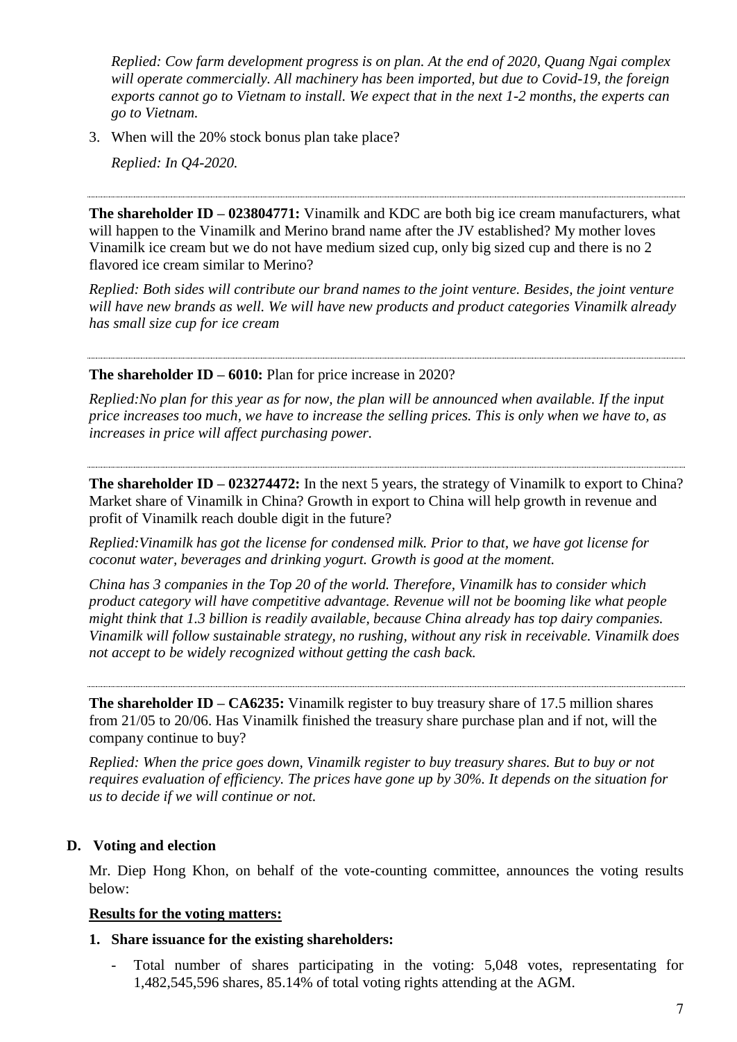*Replied: Cow farm development progress is on plan. At the end of 2020, Quang Ngai complex will operate commercially. All machinery has been imported, but due to Covid-19, the foreign exports cannot go to Vietnam to install. We expect that in the next 1-2 months, the experts can go to Vietnam.*

3. When will the 20% stock bonus plan take place?

   *Replied: In Q4-2020.*

---

**The shareholder ID – 023804771:** Vinamilk and KDC are both big ice cream manufacturers, what will happen to the Vinamilk and Merino brand name after the JV established? My mother loves Vinamilk ice cream but we do not have medium sized cup, only big sized cup and there is no 2 flavored ice cream similar to Merino?

*Replied: Both sides will contribute our brand names to the joint venture. Besides, the joint venture will have new brands as well. We will have new products and product categories Vinamilk already has small size cup for ice cream*

---

**The shareholder ID – 6010:** Plan for price increase in 2020?

*Replied:No plan for this year as for now, the plan will be announced when available. If the input price increases too much, we have to increase the selling prices. This is only when we have to, as increases in price will affect purchasing power.*

---

**The shareholder ID – 023274472:** In the next 5 years, the strategy of Vinamilk to export to China? Market share of Vinamilk in China? Growth in export to China will help growth in revenue and profit of Vinamilk reach double digit in the future?

*Replied:Vinamilk has got the license for condensed milk. Prior to that, we have got license for coconut water, beverages and drinking yogurt. Growth is good at the moment.*

*China has 3 companies in the Top 20 of the world. Therefore, Vinamilk has to consider which product category will have competitive advantage. Revenue will not be booming like what people might think that 1.3 billion is readily available, because China already has top dairy companies. Vinamilk will follow sustainable strategy, no rushing, without any risk in receivable. Vinamilk does not accept to be widely recognized without getting the cash back.*

---

**The shareholder ID – CA6235:** Vinamilk register to buy treasury share of 17.5 million shares from 21/05 to 20/06. Has Vinamilk finished the treasury share purchase plan and if not, will the company continue to buy?

*Replied: When the price goes down, Vinamilk register to buy treasury shares. But to buy or not requires evaluation of efficiency. The prices have gone up by 30%. It depends on the situation for us to decide if we will continue or not.*

## D. Voting and election

Mr. Diep Hong Khon, on behalf of the vote-counting committee, announces the voting results below:

**Results for the voting matters:**

**1. Share issuance for the existing shareholders:**

- Total number of shares participating in the voting: 5,048 votes, representating for 1,482,545,596 shares, 85.14% of total voting rights attending at the AGM.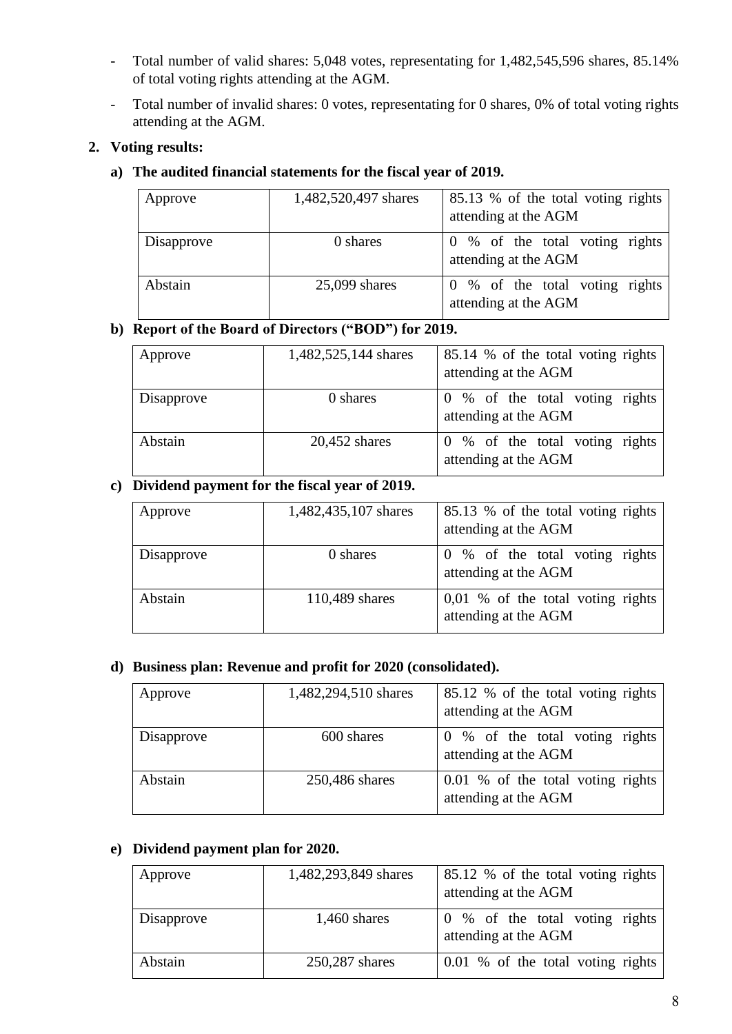- Total number of valid shares: 5,048 votes, representating for 1,482,545,596 shares, 85.14% of total voting rights attending at the AGM.
- Total number of invalid shares: 0 votes, representating for 0 shares, 0% of total voting rights attending at the AGM.

**2. Voting results:**

**a) The audited financial statements for the fiscal year of 2019.**

| | | |
|---|---|---|
| Approve | 1,482,520,497 shares | 85.13 % of the total voting rights attending at the AGM |
| Disapprove | 0 shares | 0 % of the total voting rights attending at the AGM |
| Abstain | 25,099 shares | 0 % of the total voting rights attending at the AGM |

**b) Report of the Board of Directors ("BOD") for 2019.**

| | | |
|---|---|---|
| Approve | 1,482,525,144 shares | 85.14 % of the total voting rights attending at the AGM |
| Disapprove | 0 shares | 0 % of the total voting rights attending at the AGM |
| Abstain | 20,452 shares | 0 % of the total voting rights attending at the AGM |

**c) Dividend payment for the fiscal year of 2019.**

| | | |
|---|---|---|
| Approve | 1,482,435,107 shares | 85.13 % of the total voting rights attending at the AGM |
| Disapprove | 0 shares | 0 % of the total voting rights attending at the AGM |
| Abstain | 110,489 shares | 0,01 % of the total voting rights attending at the AGM |

**d) Business plan: Revenue and profit for 2020 (consolidated).**

| | | |
|---|---|---|
| Approve | 1,482,294,510 shares | 85.12 % of the total voting rights attending at the AGM |
| Disapprove | 600 shares | 0 % of the total voting rights attending at the AGM |
| Abstain | 250,486 shares | 0.01 % of the total voting rights attending at the AGM |

**e) Dividend payment plan for 2020.**

| | | |
|---|---|---|
| Approve | 1,482,293,849 shares | 85.12 % of the total voting rights attending at the AGM |
| Disapprove | 1,460 shares | 0 % of the total voting rights attending at the AGM |
| Abstain | 250,287 shares | 0.01 % of the total voting rights |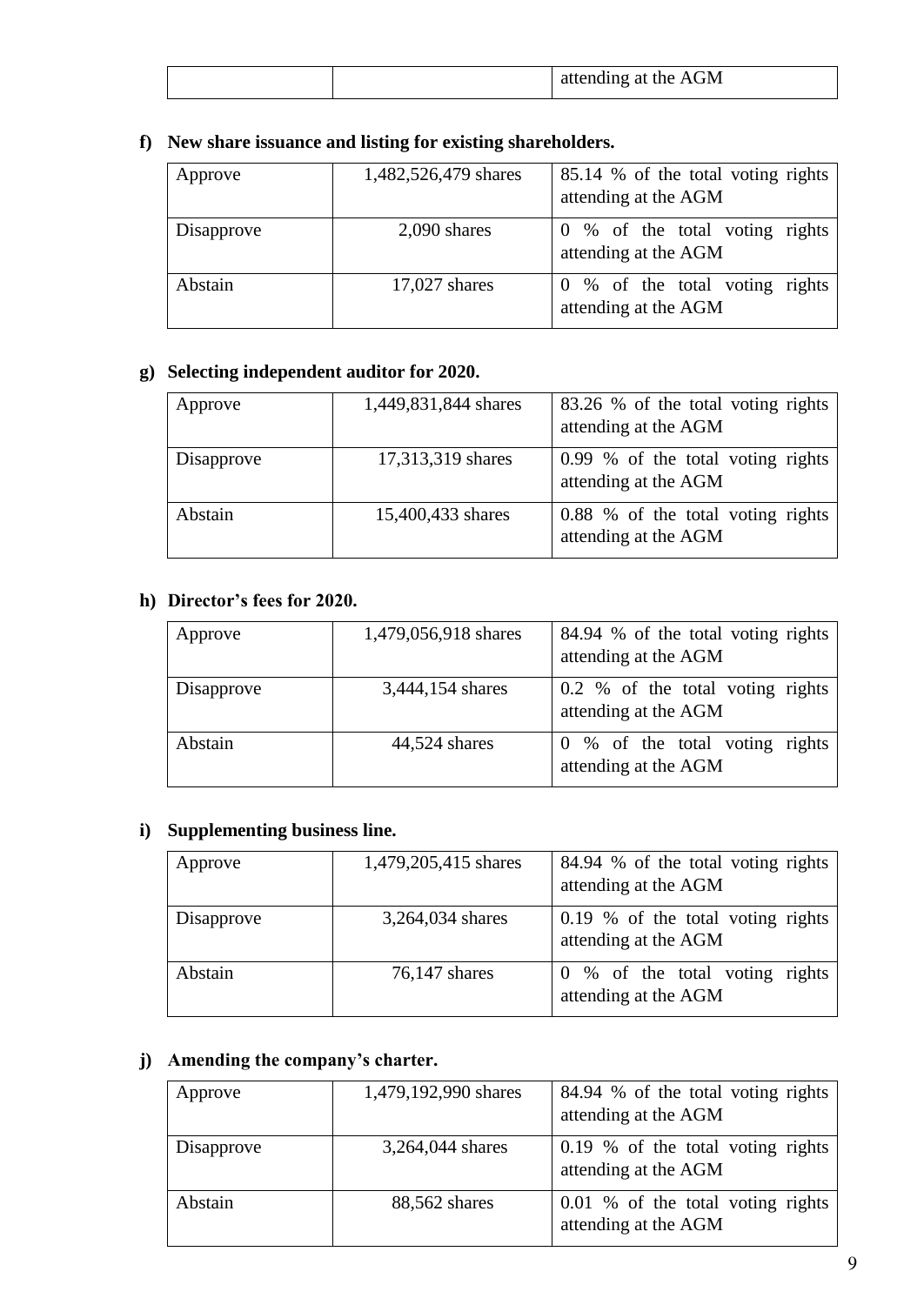| | | attending at the AGM |
|---|---|---|

**f) New share issuance and listing for existing shareholders.**

| Approve | 1,482,526,479 shares | 85.14 % of the total voting rights attending at the AGM |
|---|---|---|
| Disapprove | 2,090 shares | 0 % of the total voting rights attending at the AGM |
| Abstain | 17,027 shares | 0 % of the total voting rights attending at the AGM |

**g) Selecting independent auditor for 2020.**

| Approve | 1,449,831,844 shares | 83.26 % of the total voting rights attending at the AGM |
|---|---|---|
| Disapprove | 17,313,319 shares | 0.99 % of the total voting rights attending at the AGM |
| Abstain | 15,400,433 shares | 0.88 % of the total voting rights attending at the AGM |

**h) Director's fees for 2020.**

| Approve | 1,479,056,918 shares | 84.94 % of the total voting rights attending at the AGM |
|---|---|---|
| Disapprove | 3,444,154 shares | 0.2 % of the total voting rights attending at the AGM |
| Abstain | 44,524 shares | 0 % of the total voting rights attending at the AGM |

**i) Supplementing business line.**

| Approve | 1,479,205,415 shares | 84.94 % of the total voting rights attending at the AGM |
|---|---|---|
| Disapprove | 3,264,034 shares | 0.19 % of the total voting rights attending at the AGM |
| Abstain | 76,147 shares | 0 % of the total voting rights attending at the AGM |

**j) Amending the company's charter.**

| Approve | 1,479,192,990 shares | 84.94 % of the total voting rights attending at the AGM |
|---|---|---|
| Disapprove | 3,264,044 shares | 0.19 % of the total voting rights attending at the AGM |
| Abstain | 88,562 shares | 0.01 % of the total voting rights attending at the AGM |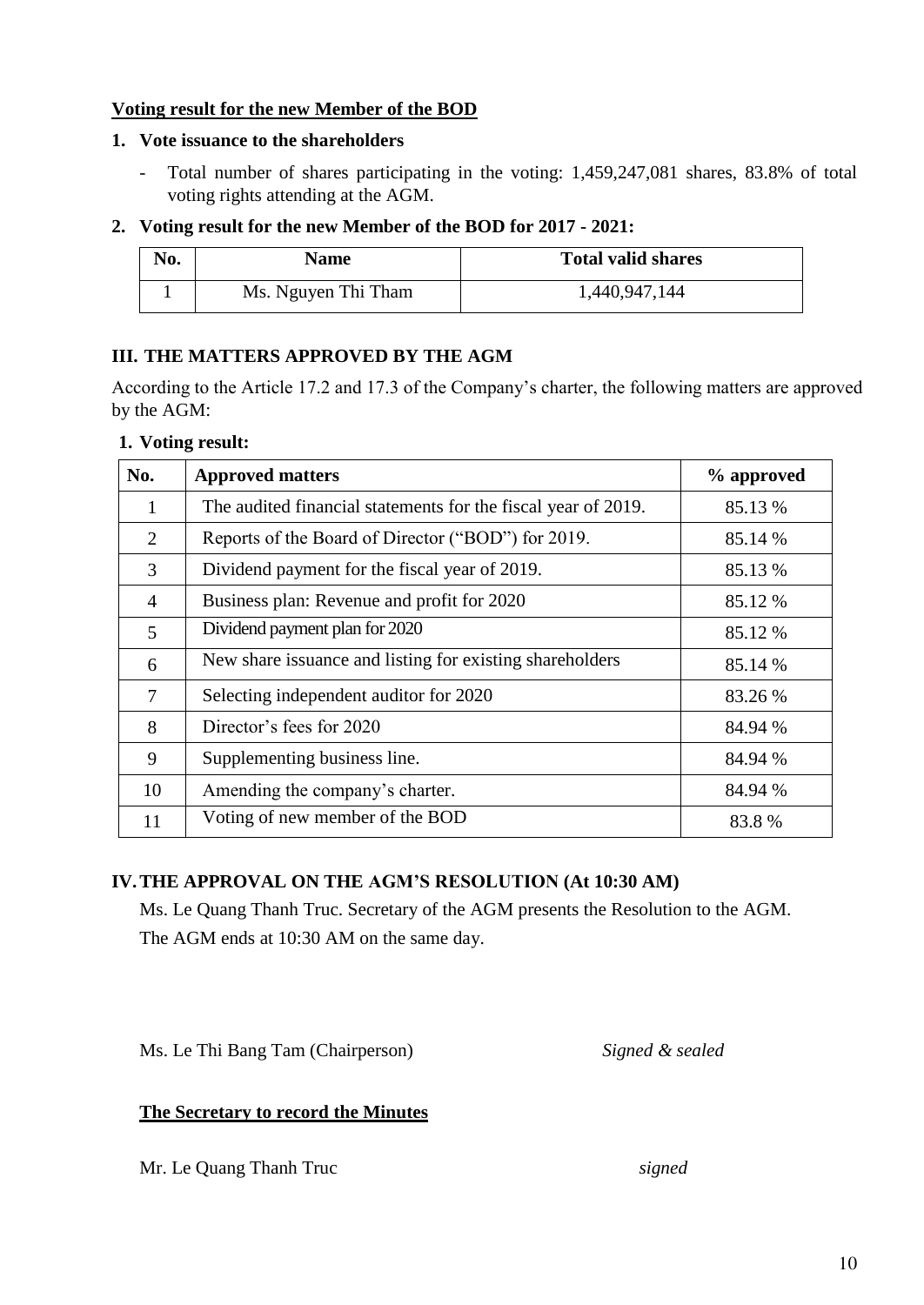**Voting result for the new Member of the BOD**

**1. Vote issuance to the shareholders**

- Total number of shares participating in the voting: 1,459,247,081 shares, 83.8% of total voting rights attending at the AGM.

**2. Voting result for the new Member of the BOD for 2017 - 2021:**

| No. | Name | Total valid shares |
|---|---|---|
| 1 | Ms. Nguyen Thi Tham | 1,440,947,144 |

## III. THE MATTERS APPROVED BY THE AGM

According to the Article 17.2 and 17.3 of the Company's charter, the following matters are approved by the AGM:

**1. Voting result:**

| No. | Approved matters | % approved |
|---|---|---|
| 1 | The audited financial statements for the fiscal year of 2019. | 85.13 % |
| 2 | Reports of the Board of Director ("BOD") for 2019. | 85.14 % |
| 3 | Dividend payment for the fiscal year of 2019. | 85.13 % |
| 4 | Business plan: Revenue and profit for 2020 | 85.12 % |
| 5 | Dividend payment plan for 2020 | 85.12 % |
| 6 | New share issuance and listing for existing shareholders | 85.14 % |
| 7 | Selecting independent auditor for 2020 | 83.26 % |
| 8 | Director's fees for 2020 | 84.94 % |
| 9 | Supplementing business line. | 84.94 % |
| 10 | Amending the company's charter. | 84.94 % |
| 11 | Voting of new member of the BOD | 83.8 % |

## IV. THE APPROVAL ON THE AGM'S RESOLUTION (At 10:30 AM)

Ms. Le Quang Thanh Truc. Secretary of the AGM presents the Resolution to the AGM.

The AGM ends at 10:30 AM on the same day.

Ms. Le Thi Bang Tam (Chairperson) *Signed & sealed*

**The Secretary to record the Minutes**

Mr. Le Quang Thanh Truc *signed*